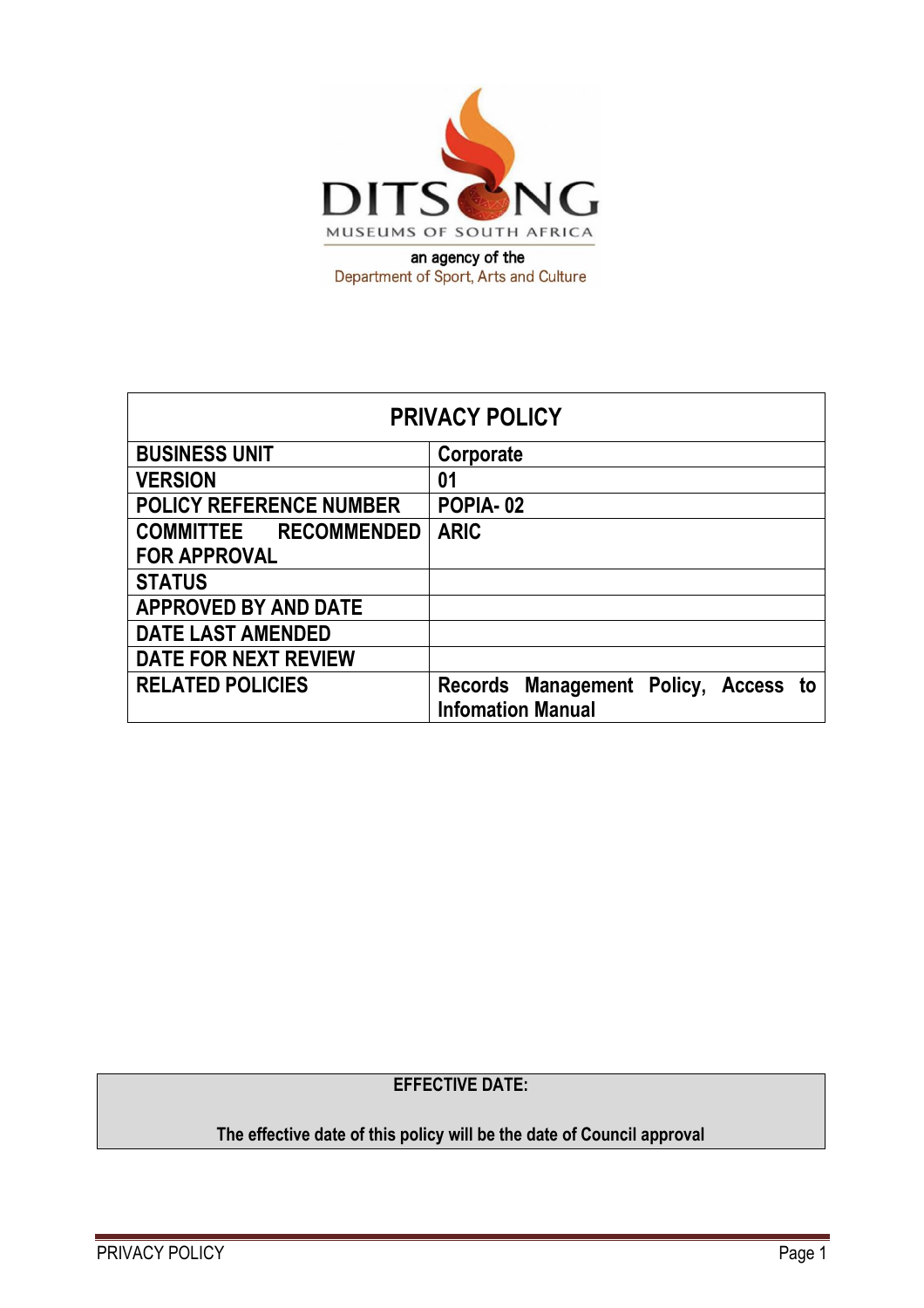DITSONG

MUSEUMS OF SOUTH AFRICA

an agency of the
Department of Sport, Arts and Culture

| PRIVACY POLICY | |
|---|---|
| **BUSINESS UNIT** | **Corporate** |
| **VERSION** | **01** |
| **POLICY REFERENCE NUMBER** | **POPIA- 02** |
| **COMMITTEE RECOMMENDED FOR APPROVAL** | **ARIC** |
| **STATUS** | |
| **APPROVED BY AND DATE** | |
| **DATE LAST AMENDED** | |
| **DATE FOR NEXT REVIEW** | |
| **RELATED POLICIES** | **Records Management Policy, Access to Infomation Manual** |

**EFFECTIVE DATE:**

**The effective date of this policy will be the date of Council approval**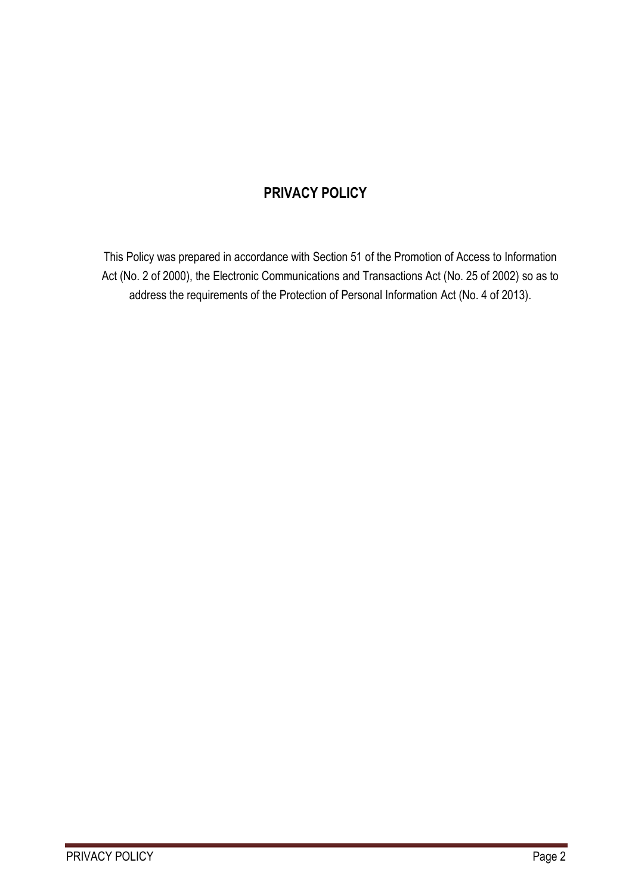# PRIVACY POLICY

This Policy was prepared in accordance with Section 51 of the Promotion of Access to Information Act (No. 2 of 2000), the Electronic Communications and Transactions Act (No. 25 of 2002) so as to address the requirements of the Protection of Personal Information Act (No. 4 of 2013).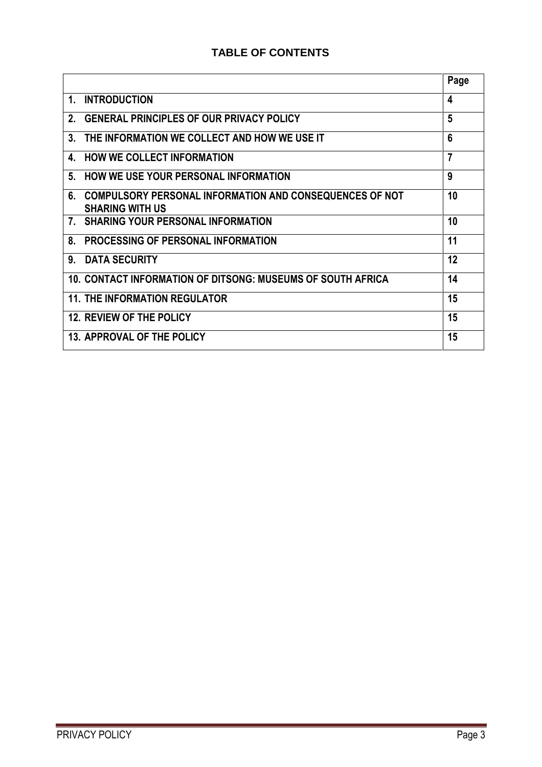# TABLE OF CONTENTS

| | Page |
|---|---|
| **1. INTRODUCTION** | **4** |
| **2. GENERAL PRINCIPLES OF OUR PRIVACY POLICY** | **5** |
| **3. THE INFORMATION WE COLLECT AND HOW WE USE IT** | **6** |
| **4. HOW WE COLLECT INFORMATION** | **7** |
| **5. HOW WE USE YOUR PERSONAL INFORMATION** | **9** |
| **6. COMPULSORY PERSONAL INFORMATION AND CONSEQUENCES OF NOT SHARING WITH US** | **10** |
| **7. SHARING YOUR PERSONAL INFORMATION** | **10** |
| **8. PROCESSING OF PERSONAL INFORMATION** | **11** |
| **9. DATA SECURITY** | **12** |
| **10. CONTACT INFORMATION OF DITSONG: MUSEUMS OF SOUTH AFRICA** | **14** |
| **11. THE INFORMATION REGULATOR** | **15** |
| **12. REVIEW OF THE POLICY** | **15** |
| **13. APPROVAL OF THE POLICY** | **15** |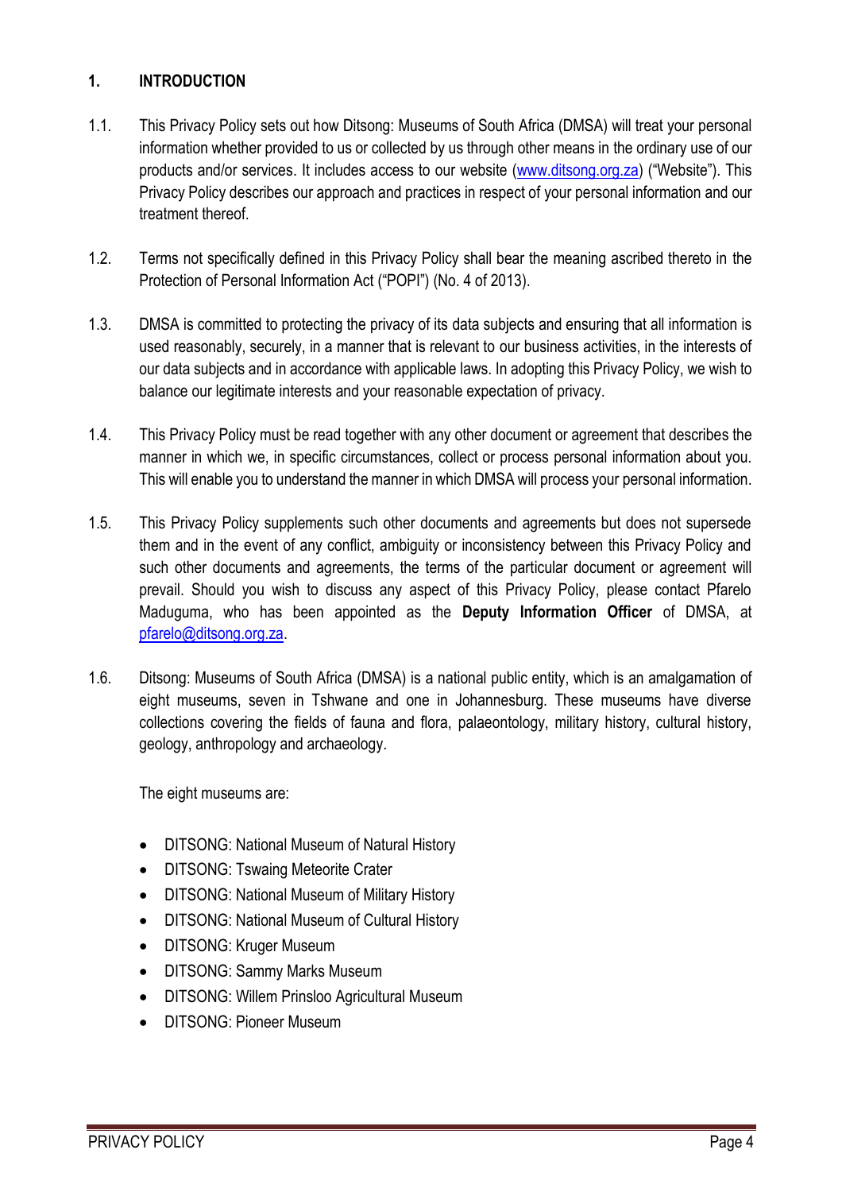## 1. INTRODUCTION

1.1. This Privacy Policy sets out how Ditsong: Museums of South Africa (DMSA) will treat your personal information whether provided to us or collected by us through other means in the ordinary use of our products and/or services. It includes access to our website (www.ditsong.org.za) ("Website"). This Privacy Policy describes our approach and practices in respect of your personal information and our treatment thereof.

1.2. Terms not specifically defined in this Privacy Policy shall bear the meaning ascribed thereto in the Protection of Personal Information Act ("POPI") (No. 4 of 2013).

1.3. DMSA is committed to protecting the privacy of its data subjects and ensuring that all information is used reasonably, securely, in a manner that is relevant to our business activities, in the interests of our data subjects and in accordance with applicable laws. In adopting this Privacy Policy, we wish to balance our legitimate interests and your reasonable expectation of privacy.

1.4. This Privacy Policy must be read together with any other document or agreement that describes the manner in which we, in specific circumstances, collect or process personal information about you. This will enable you to understand the manner in which DMSA will process your personal information.

1.5. This Privacy Policy supplements such other documents and agreements but does not supersede them and in the event of any conflict, ambiguity or inconsistency between this Privacy Policy and such other documents and agreements, the terms of the particular document or agreement will prevail. Should you wish to discuss any aspect of this Privacy Policy, please contact Pfarelo Maduguma, who has been appointed as the **Deputy Information Officer** of DMSA, at pfarelo@ditsong.org.za.

1.6. Ditsong: Museums of South Africa (DMSA) is a national public entity, which is an amalgamation of eight museums, seven in Tshwane and one in Johannesburg. These museums have diverse collections covering the fields of fauna and flora, palaeontology, military history, cultural history, geology, anthropology and archaeology.

The eight museums are:

- DITSONG: National Museum of Natural History
- DITSONG: Tswaing Meteorite Crater
- DITSONG: National Museum of Military History
- DITSONG: National Museum of Cultural History
- DITSONG: Kruger Museum
- DITSONG: Sammy Marks Museum
- DITSONG: Willem Prinsloo Agricultural Museum
- DITSONG: Pioneer Museum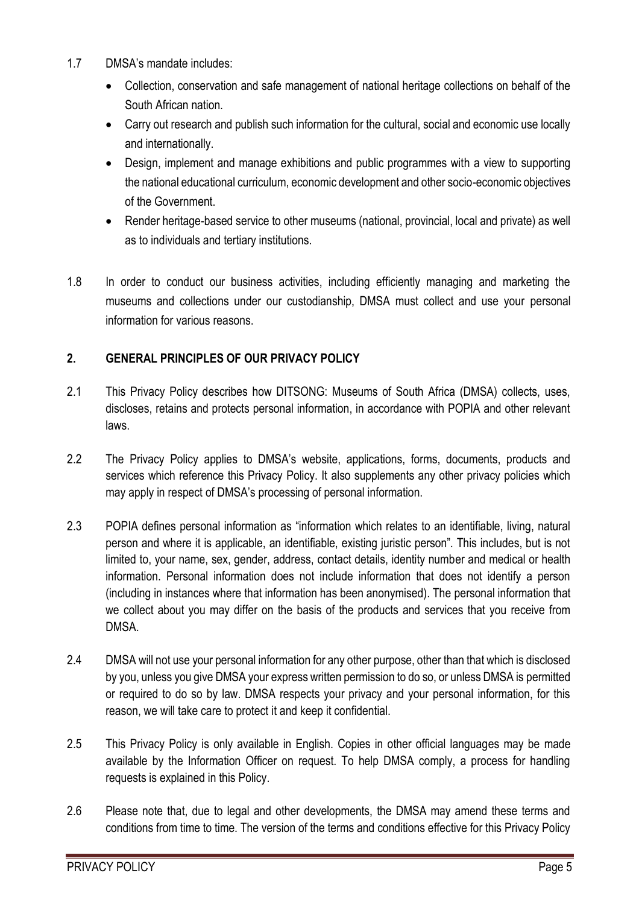1.7 DMSA's mandate includes:

- Collection, conservation and safe management of national heritage collections on behalf of the South African nation.
- Carry out research and publish such information for the cultural, social and economic use locally and internationally.
- Design, implement and manage exhibitions and public programmes with a view to supporting the national educational curriculum, economic development and other socio-economic objectives of the Government.
- Render heritage-based service to other museums (national, provincial, local and private) as well as to individuals and tertiary institutions.

1.8 In order to conduct our business activities, including efficiently managing and marketing the museums and collections under our custodianship, DMSA must collect and use your personal information for various reasons.

## 2. GENERAL PRINCIPLES OF OUR PRIVACY POLICY

2.1 This Privacy Policy describes how DITSONG: Museums of South Africa (DMSA) collects, uses, discloses, retains and protects personal information, in accordance with POPIA and other relevant laws.

2.2 The Privacy Policy applies to DMSA's website, applications, forms, documents, products and services which reference this Privacy Policy. It also supplements any other privacy policies which may apply in respect of DMSA's processing of personal information.

2.3 POPIA defines personal information as "information which relates to an identifiable, living, natural person and where it is applicable, an identifiable, existing juristic person". This includes, but is not limited to, your name, sex, gender, address, contact details, identity number and medical or health information. Personal information does not include information that does not identify a person (including in instances where that information has been anonymised). The personal information that we collect about you may differ on the basis of the products and services that you receive from DMSA.

2.4 DMSA will not use your personal information for any other purpose, other than that which is disclosed by you, unless you give DMSA your express written permission to do so, or unless DMSA is permitted or required to do so by law. DMSA respects your privacy and your personal information, for this reason, we will take care to protect it and keep it confidential.

2.5 This Privacy Policy is only available in English. Copies in other official languages may be made available by the Information Officer on request. To help DMSA comply, a process for handling requests is explained in this Policy.

2.6 Please note that, due to legal and other developments, the DMSA may amend these terms and conditions from time to time. The version of the terms and conditions effective for this Privacy Policy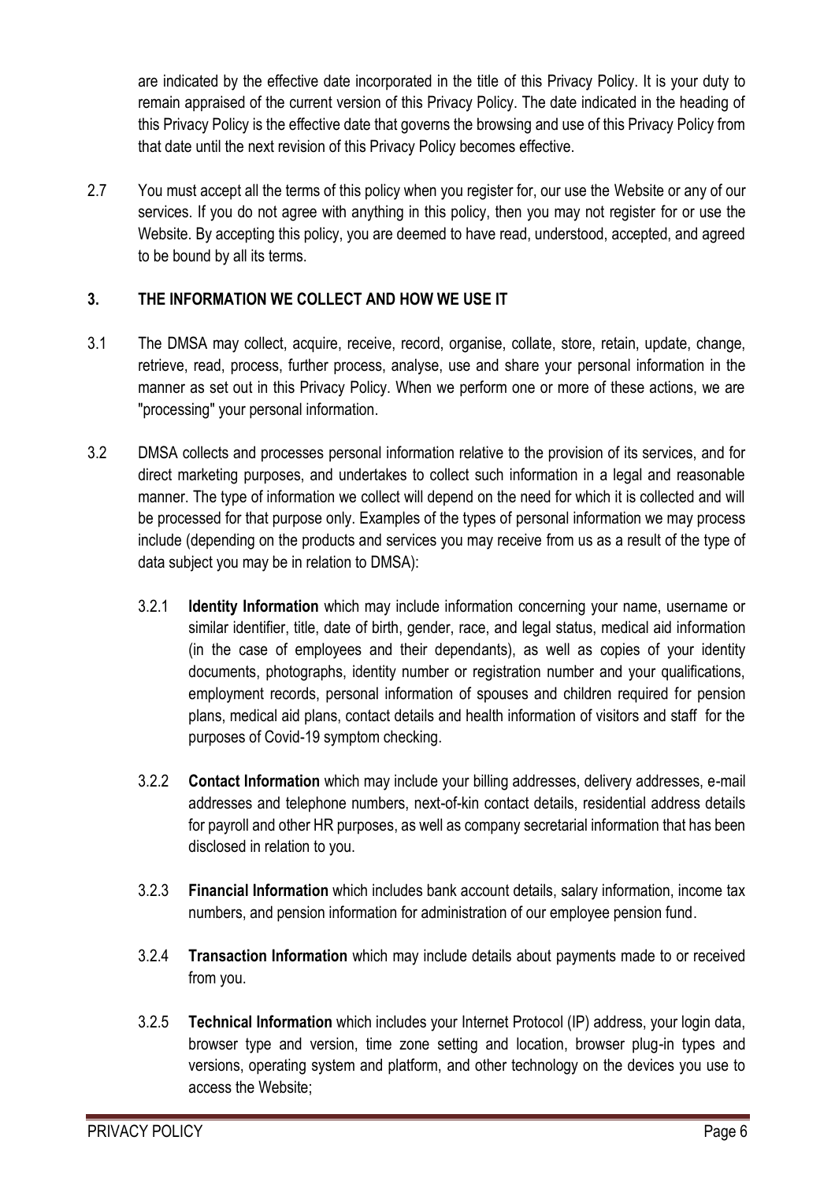are indicated by the effective date incorporated in the title of this Privacy Policy. It is your duty to remain appraised of the current version of this Privacy Policy. The date indicated in the heading of this Privacy Policy is the effective date that governs the browsing and use of this Privacy Policy from that date until the next revision of this Privacy Policy becomes effective.

2.7 You must accept all the terms of this policy when you register for, our use the Website or any of our services. If you do not agree with anything in this policy, then you may not register for or use the Website. By accepting this policy, you are deemed to have read, understood, accepted, and agreed to be bound by all its terms.

## 3. THE INFORMATION WE COLLECT AND HOW WE USE IT

3.1 The DMSA may collect, acquire, receive, record, organise, collate, store, retain, update, change, retrieve, read, process, further process, analyse, use and share your personal information in the manner as set out in this Privacy Policy. When we perform one or more of these actions, we are "processing" your personal information.

3.2 DMSA collects and processes personal information relative to the provision of its services, and for direct marketing purposes, and undertakes to collect such information in a legal and reasonable manner. The type of information we collect will depend on the need for which it is collected and will be processed for that purpose only. Examples of the types of personal information we may process include (depending on the products and services you may receive from us as a result of the type of data subject you may be in relation to DMSA):

3.2.1 **Identity Information** which may include information concerning your name, username or similar identifier, title, date of birth, gender, race, and legal status, medical aid information (in the case of employees and their dependants), as well as copies of your identity documents, photographs, identity number or registration number and your qualifications, employment records, personal information of spouses and children required for pension plans, medical aid plans, contact details and health information of visitors and staff for the purposes of Covid-19 symptom checking.

3.2.2 **Contact Information** which may include your billing addresses, delivery addresses, e-mail addresses and telephone numbers, next-of-kin contact details, residential address details for payroll and other HR purposes, as well as company secretarial information that has been disclosed in relation to you.

3.2.3 **Financial Information** which includes bank account details, salary information, income tax numbers, and pension information for administration of our employee pension fund.

3.2.4 **Transaction Information** which may include details about payments made to or received from you.

3.2.5 **Technical Information** which includes your Internet Protocol (IP) address, your login data, browser type and version, time zone setting and location, browser plug-in types and versions, operating system and platform, and other technology on the devices you use to access the Website;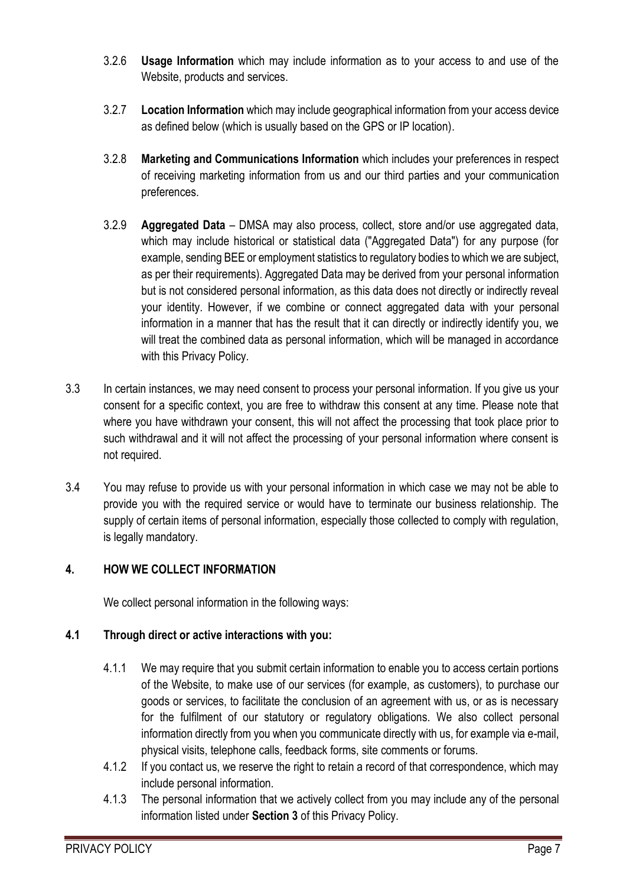3.2.6 **Usage Information** which may include information as to your access to and use of the Website, products and services.

3.2.7 **Location Information** which may include geographical information from your access device as defined below (which is usually based on the GPS or IP location).

3.2.8 **Marketing and Communications Information** which includes your preferences in respect of receiving marketing information from us and our third parties and your communication preferences.

3.2.9 **Aggregated Data** – DMSA may also process, collect, store and/or use aggregated data, which may include historical or statistical data ("Aggregated Data") for any purpose (for example, sending BEE or employment statistics to regulatory bodies to which we are subject, as per their requirements). Aggregated Data may be derived from your personal information but is not considered personal information, as this data does not directly or indirectly reveal your identity. However, if we combine or connect aggregated data with your personal information in a manner that has the result that it can directly or indirectly identify you, we will treat the combined data as personal information, which will be managed in accordance with this Privacy Policy.

3.3 In certain instances, we may need consent to process your personal information. If you give us your consent for a specific context, you are free to withdraw this consent at any time. Please note that where you have withdrawn your consent, this will not affect the processing that took place prior to such withdrawal and it will not affect the processing of your personal information where consent is not required.

3.4 You may refuse to provide us with your personal information in which case we may not be able to provide you with the required service or would have to terminate our business relationship. The supply of certain items of personal information, especially those collected to comply with regulation, is legally mandatory.

## 4. HOW WE COLLECT INFORMATION

We collect personal information in the following ways:

### 4.1 Through direct or active interactions with you:

4.1.1 We may require that you submit certain information to enable you to access certain portions of the Website, to make use of our services (for example, as customers), to purchase our goods or services, to facilitate the conclusion of an agreement with us, or as is necessary for the fulfilment of our statutory or regulatory obligations. We also collect personal information directly from you when you communicate directly with us, for example via e-mail, physical visits, telephone calls, feedback forms, site comments or forums.

4.1.2 If you contact us, we reserve the right to retain a record of that correspondence, which may include personal information.

4.1.3 The personal information that we actively collect from you may include any of the personal information listed under **Section 3** of this Privacy Policy.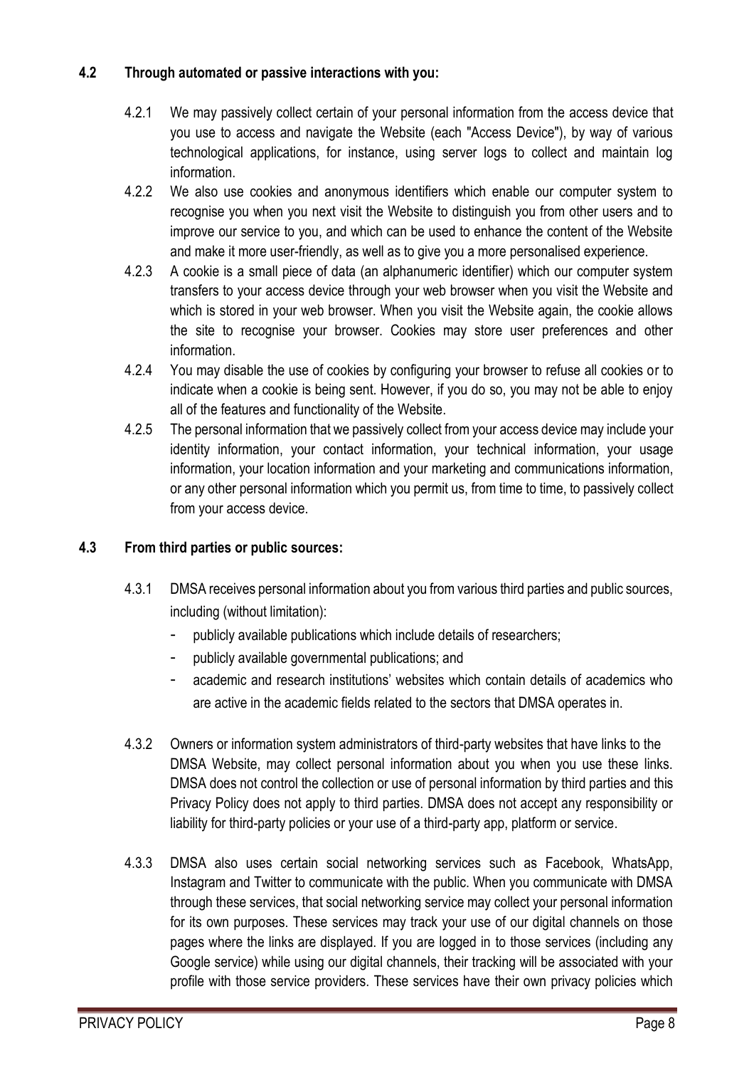**4.2 Through automated or passive interactions with you:**

4.2.1 We may passively collect certain of your personal information from the access device that you use to access and navigate the Website (each "Access Device"), by way of various technological applications, for instance, using server logs to collect and maintain log information.

4.2.2 We also use cookies and anonymous identifiers which enable our computer system to recognise you when you next visit the Website to distinguish you from other users and to improve our service to you, and which can be used to enhance the content of the Website and make it more user-friendly, as well as to give you a more personalised experience.

4.2.3 A cookie is a small piece of data (an alphanumeric identifier) which our computer system transfers to your access device through your web browser when you visit the Website and which is stored in your web browser. When you visit the Website again, the cookie allows the site to recognise your browser. Cookies may store user preferences and other information.

4.2.4 You may disable the use of cookies by configuring your browser to refuse all cookies or to indicate when a cookie is being sent. However, if you do so, you may not be able to enjoy all of the features and functionality of the Website.

4.2.5 The personal information that we passively collect from your access device may include your identity information, your contact information, your technical information, your usage information, your location information and your marketing and communications information, or any other personal information which you permit us, from time to time, to passively collect from your access device.

**4.3 From third parties or public sources:**

4.3.1 DMSA receives personal information about you from various third parties and public sources, including (without limitation):

- publicly available publications which include details of researchers;
- publicly available governmental publications; and
- academic and research institutions' websites which contain details of academics who are active in the academic fields related to the sectors that DMSA operates in.

4.3.2 Owners or information system administrators of third-party websites that have links to the DMSA Website, may collect personal information about you when you use these links. DMSA does not control the collection or use of personal information by third parties and this Privacy Policy does not apply to third parties. DMSA does not accept any responsibility or liability for third-party policies or your use of a third-party app, platform or service.

4.3.3 DMSA also uses certain social networking services such as Facebook, WhatsApp, Instagram and Twitter to communicate with the public. When you communicate with DMSA through these services, that social networking service may collect your personal information for its own purposes. These services may track your use of our digital channels on those pages where the links are displayed. If you are logged in to those services (including any Google service) while using our digital channels, their tracking will be associated with your profile with those service providers. These services have their own privacy policies which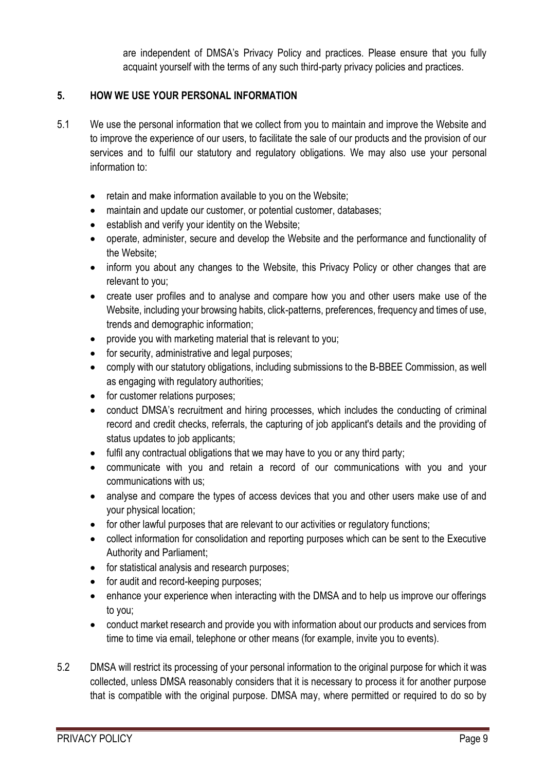are independent of DMSA's Privacy Policy and practices. Please ensure that you fully acquaint yourself with the terms of any such third-party privacy policies and practices.

## 5. HOW WE USE YOUR PERSONAL INFORMATION

5.1 We use the personal information that we collect from you to maintain and improve the Website and to improve the experience of our users, to facilitate the sale of our products and the provision of our services and to fulfil our statutory and regulatory obligations. We may also use your personal information to:

- retain and make information available to you on the Website;
- maintain and update our customer, or potential customer, databases;
- establish and verify your identity on the Website;
- operate, administer, secure and develop the Website and the performance and functionality of the Website;
- inform you about any changes to the Website, this Privacy Policy or other changes that are relevant to you;
- create user profiles and to analyse and compare how you and other users make use of the Website, including your browsing habits, click-patterns, preferences, frequency and times of use, trends and demographic information;
- provide you with marketing material that is relevant to you;
- for security, administrative and legal purposes;
- comply with our statutory obligations, including submissions to the B-BBEE Commission, as well as engaging with regulatory authorities;
- for customer relations purposes;
- conduct DMSA's recruitment and hiring processes, which includes the conducting of criminal record and credit checks, referrals, the capturing of job applicant's details and the providing of status updates to job applicants;
- fulfil any contractual obligations that we may have to you or any third party;
- communicate with you and retain a record of our communications with you and your communications with us;
- analyse and compare the types of access devices that you and other users make use of and your physical location;
- for other lawful purposes that are relevant to our activities or regulatory functions;
- collect information for consolidation and reporting purposes which can be sent to the Executive Authority and Parliament;
- for statistical analysis and research purposes;
- for audit and record-keeping purposes;
- enhance your experience when interacting with the DMSA and to help us improve our offerings to you;
- conduct market research and provide you with information about our products and services from time to time via email, telephone or other means (for example, invite you to events).

5.2 DMSA will restrict its processing of your personal information to the original purpose for which it was collected, unless DMSA reasonably considers that it is necessary to process it for another purpose that is compatible with the original purpose. DMSA may, where permitted or required to do so by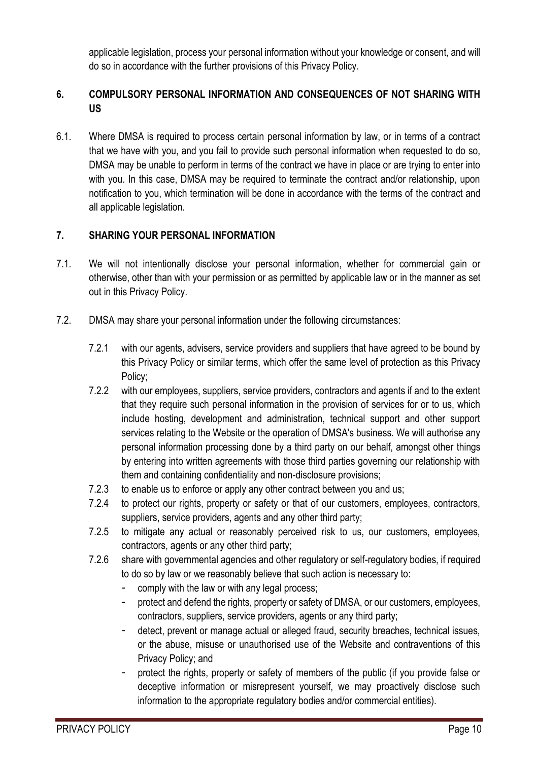applicable legislation, process your personal information without your knowledge or consent, and will do so in accordance with the further provisions of this Privacy Policy.

## 6. COMPULSORY PERSONAL INFORMATION AND CONSEQUENCES OF NOT SHARING WITH US

6.1. Where DMSA is required to process certain personal information by law, or in terms of a contract that we have with you, and you fail to provide such personal information when requested to do so, DMSA may be unable to perform in terms of the contract we have in place or are trying to enter into with you. In this case, DMSA may be required to terminate the contract and/or relationship, upon notification to you, which termination will be done in accordance with the terms of the contract and all applicable legislation.

## 7. SHARING YOUR PERSONAL INFORMATION

7.1. We will not intentionally disclose your personal information, whether for commercial gain or otherwise, other than with your permission or as permitted by applicable law or in the manner as set out in this Privacy Policy.

7.2. DMSA may share your personal information under the following circumstances:

7.2.1 with our agents, advisers, service providers and suppliers that have agreed to be bound by this Privacy Policy or similar terms, which offer the same level of protection as this Privacy Policy;

7.2.2 with our employees, suppliers, service providers, contractors and agents if and to the extent that they require such personal information in the provision of services for or to us, which include hosting, development and administration, technical support and other support services relating to the Website or the operation of DMSA's business. We will authorise any personal information processing done by a third party on our behalf, amongst other things by entering into written agreements with those third parties governing our relationship with them and containing confidentiality and non-disclosure provisions;

7.2.3 to enable us to enforce or apply any other contract between you and us;

7.2.4 to protect our rights, property or safety or that of our customers, employees, contractors, suppliers, service providers, agents and any other third party;

7.2.5 to mitigate any actual or reasonably perceived risk to us, our customers, employees, contractors, agents or any other third party;

7.2.6 share with governmental agencies and other regulatory or self-regulatory bodies, if required to do so by law or we reasonably believe that such action is necessary to:

- comply with the law or with any legal process;
- protect and defend the rights, property or safety of DMSA, or our customers, employees, contractors, suppliers, service providers, agents or any third party;
- detect, prevent or manage actual or alleged fraud, security breaches, technical issues, or the abuse, misuse or unauthorised use of the Website and contraventions of this Privacy Policy; and
- protect the rights, property or safety of members of the public (if you provide false or deceptive information or misrepresent yourself, we may proactively disclose such information to the appropriate regulatory bodies and/or commercial entities).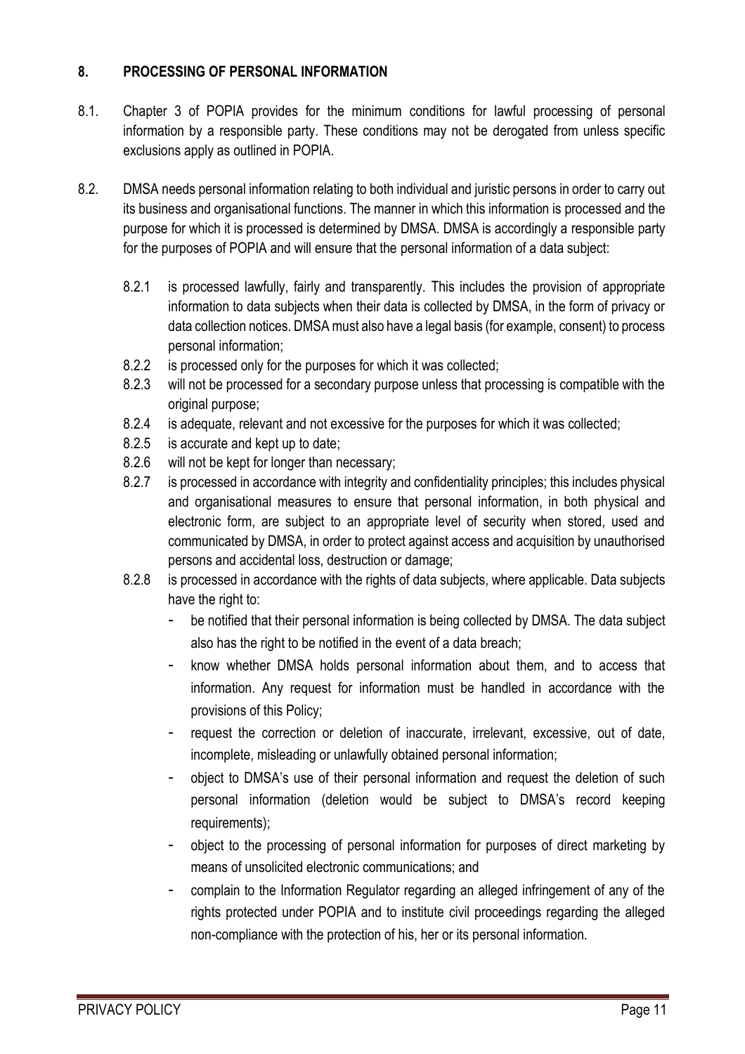## 8. PROCESSING OF PERSONAL INFORMATION

8.1. Chapter 3 of POPIA provides for the minimum conditions for lawful processing of personal information by a responsible party. These conditions may not be derogated from unless specific exclusions apply as outlined in POPIA.

8.2. DMSA needs personal information relating to both individual and juristic persons in order to carry out its business and organisational functions. The manner in which this information is processed and the purpose for which it is processed is determined by DMSA. DMSA is accordingly a responsible party for the purposes of POPIA and will ensure that the personal information of a data subject:

8.2.1 is processed lawfully, fairly and transparently. This includes the provision of appropriate information to data subjects when their data is collected by DMSA, in the form of privacy or data collection notices. DMSA must also have a legal basis (for example, consent) to process personal information;

8.2.2 is processed only for the purposes for which it was collected;

8.2.3 will not be processed for a secondary purpose unless that processing is compatible with the original purpose;

8.2.4 is adequate, relevant and not excessive for the purposes for which it was collected;

8.2.5 is accurate and kept up to date;

8.2.6 will not be kept for longer than necessary;

8.2.7 is processed in accordance with integrity and confidentiality principles; this includes physical and organisational measures to ensure that personal information, in both physical and electronic form, are subject to an appropriate level of security when stored, used and communicated by DMSA, in order to protect against access and acquisition by unauthorised persons and accidental loss, destruction or damage;

8.2.8 is processed in accordance with the rights of data subjects, where applicable. Data subjects have the right to:

- be notified that their personal information is being collected by DMSA. The data subject also has the right to be notified in the event of a data breach;
- know whether DMSA holds personal information about them, and to access that information. Any request for information must be handled in accordance with the provisions of this Policy;
- request the correction or deletion of inaccurate, irrelevant, excessive, out of date, incomplete, misleading or unlawfully obtained personal information;
- object to DMSA's use of their personal information and request the deletion of such personal information (deletion would be subject to DMSA's record keeping requirements);
- object to the processing of personal information for purposes of direct marketing by means of unsolicited electronic communications; and
- complain to the Information Regulator regarding an alleged infringement of any of the rights protected under POPIA and to institute civil proceedings regarding the alleged non-compliance with the protection of his, her or its personal information.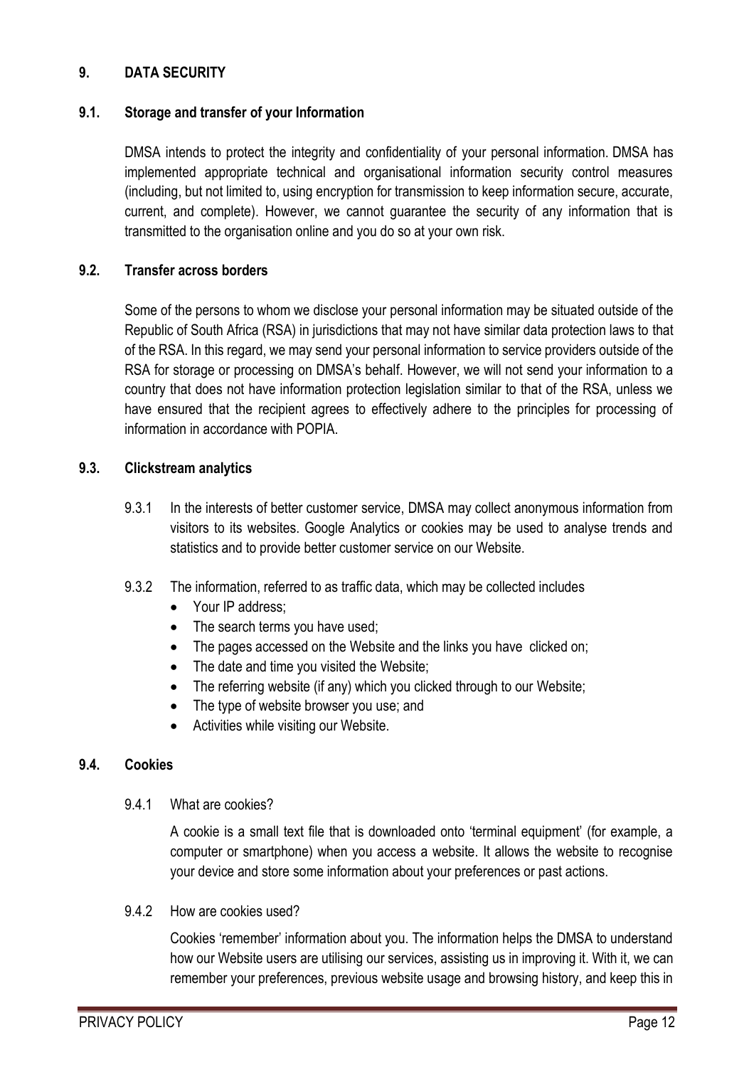## 9. DATA SECURITY

### 9.1. Storage and transfer of your Information

DMSA intends to protect the integrity and confidentiality of your personal information. DMSA has implemented appropriate technical and organisational information security control measures (including, but not limited to, using encryption for transmission to keep information secure, accurate, current, and complete). However, we cannot guarantee the security of any information that is transmitted to the organisation online and you do so at your own risk.

### 9.2. Transfer across borders

Some of the persons to whom we disclose your personal information may be situated outside of the Republic of South Africa (RSA) in jurisdictions that may not have similar data protection laws to that of the RSA. In this regard, we may send your personal information to service providers outside of the RSA for storage or processing on DMSA's behalf. However, we will not send your information to a country that does not have information protection legislation similar to that of the RSA, unless we have ensured that the recipient agrees to effectively adhere to the principles for processing of information in accordance with POPIA.

### 9.3. Clickstream analytics

9.3.1 In the interests of better customer service, DMSA may collect anonymous information from visitors to its websites. Google Analytics or cookies may be used to analyse trends and statistics and to provide better customer service on our Website.

9.3.2 The information, referred to as traffic data, which may be collected includes

- Your IP address;
- The search terms you have used;
- The pages accessed on the Website and the links you have clicked on;
- The date and time you visited the Website;
- The referring website (if any) which you clicked through to our Website;
- The type of website browser you use; and
- Activities while visiting our Website.

### 9.4. Cookies

9.4.1 What are cookies?

A cookie is a small text file that is downloaded onto 'terminal equipment' (for example, a computer or smartphone) when you access a website. It allows the website to recognise your device and store some information about your preferences or past actions.

9.4.2 How are cookies used?

Cookies 'remember' information about you. The information helps the DMSA to understand how our Website users are utilising our services, assisting us in improving it. With it, we can remember your preferences, previous website usage and browsing history, and keep this in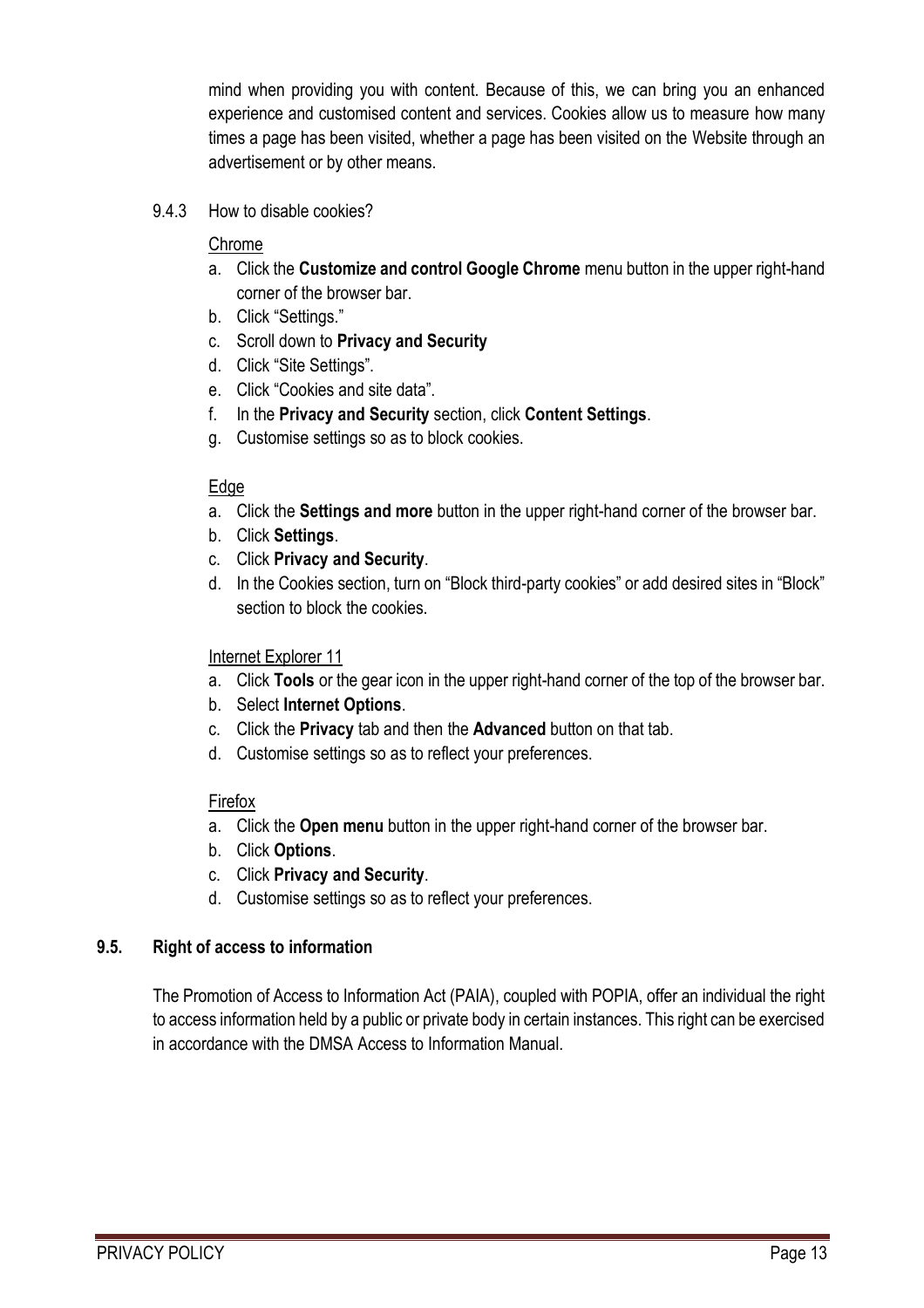mind when providing you with content. Because of this, we can bring you an enhanced experience and customised content and services. Cookies allow us to measure how many times a page has been visited, whether a page has been visited on the Website through an advertisement or by other means.

9.4.3 How to disable cookies?

Chrome

a. Click the **Customize and control Google Chrome** menu button in the upper right-hand corner of the browser bar.
b. Click "Settings."
c. Scroll down to **Privacy and Security**
d. Click "Site Settings".
e. Click "Cookies and site data".
f. In the **Privacy and Security** section, click **Content Settings**.
g. Customise settings so as to block cookies.

Edge

a. Click the **Settings and more** button in the upper right-hand corner of the browser bar.
b. Click **Settings**.
c. Click **Privacy and Security**.
d. In the Cookies section, turn on "Block third-party cookies" or add desired sites in "Block" section to block the cookies.

Internet Explorer 11

a. Click **Tools** or the gear icon in the upper right-hand corner of the top of the browser bar.
b. Select **Internet Options**.
c. Click the **Privacy** tab and then the **Advanced** button on that tab.
d. Customise settings so as to reflect your preferences.

Firefox

a. Click the **Open menu** button in the upper right-hand corner of the browser bar.
b. Click **Options**.
c. Click **Privacy and Security**.
d. Customise settings so as to reflect your preferences.

### 9.5. Right of access to information

The Promotion of Access to Information Act (PAIA), coupled with POPIA, offer an individual the right to access information held by a public or private body in certain instances. This right can be exercised in accordance with the DMSA Access to Information Manual.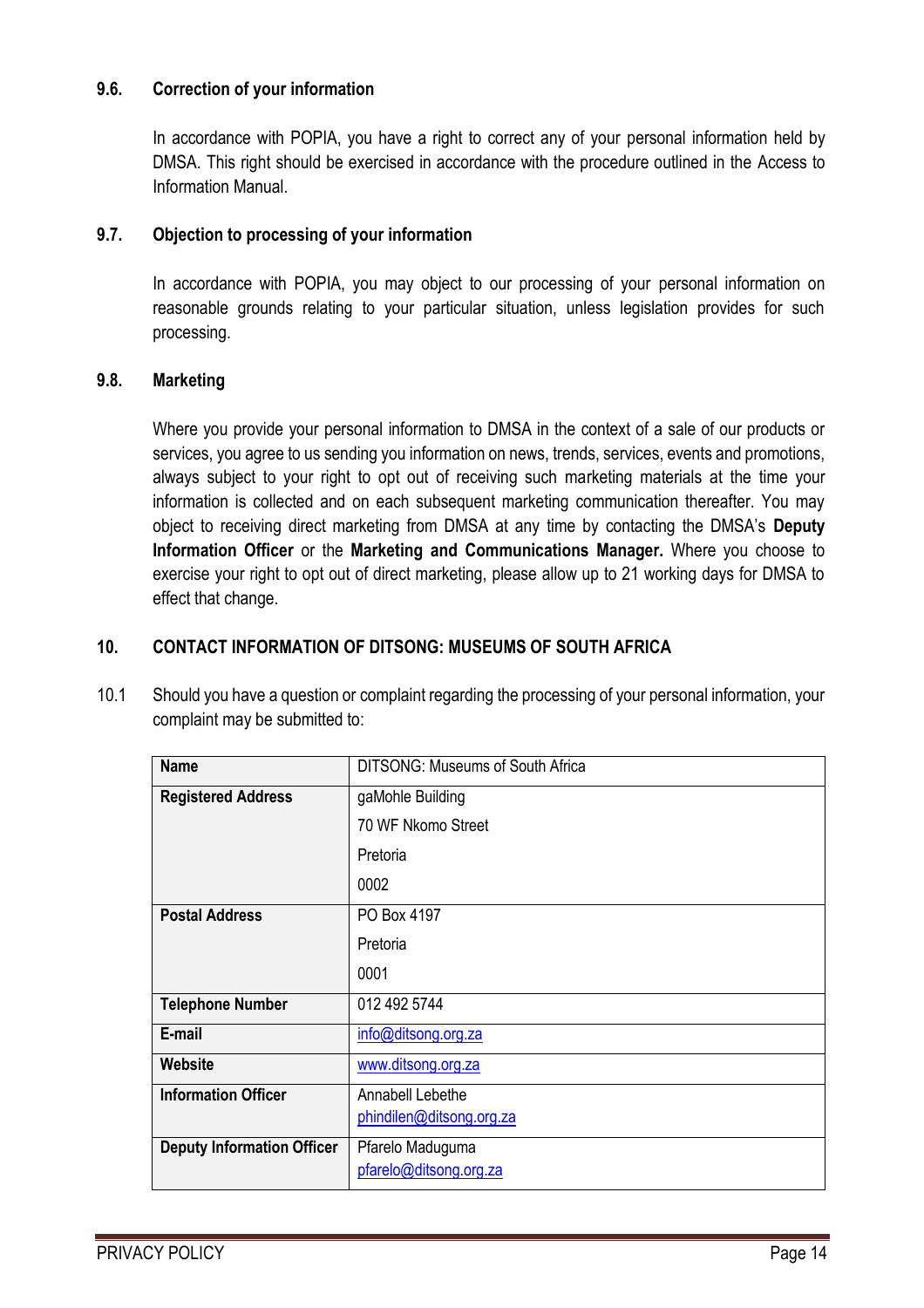### 9.6. Correction of your information

In accordance with POPIA, you have a right to correct any of your personal information held by DMSA. This right should be exercised in accordance with the procedure outlined in the Access to Information Manual.

### 9.7. Objection to processing of your information

In accordance with POPIA, you may object to our processing of your personal information on reasonable grounds relating to your particular situation, unless legislation provides for such processing.

### 9.8. Marketing

Where you provide your personal information to DMSA in the context of a sale of our products or services, you agree to us sending you information on news, trends, services, events and promotions, always subject to your right to opt out of receiving such marketing materials at the time your information is collected and on each subsequent marketing communication thereafter. You may object to receiving direct marketing from DMSA at any time by contacting the DMSA's **Deputy Information Officer** or the **Marketing and Communications Manager.** Where you choose to exercise your right to opt out of direct marketing, please allow up to 21 working days for DMSA to effect that change.

## 10. CONTACT INFORMATION OF DITSONG: MUSEUMS OF SOUTH AFRICA

10.1 Should you have a question or complaint regarding the processing of your personal information, your complaint may be submitted to:

| | |
|---|---|
| **Name** | DITSONG: Museums of South Africa |
| **Registered Address** | gaMohle Building<br>70 WF Nkomo Street<br>Pretoria<br>0002 |
| **Postal Address** | PO Box 4197<br>Pretoria<br>0001 |
| **Telephone Number** | 012 492 5744 |
| **E-mail** | info@ditsong.org.za |
| **Website** | www.ditsong.org.za |
| **Information Officer** | Annabell Lebethe<br>phindilen@ditsong.org.za |
| **Deputy Information Officer** | Pfarelo Maduguma<br>pfarelo@ditsong.org.za |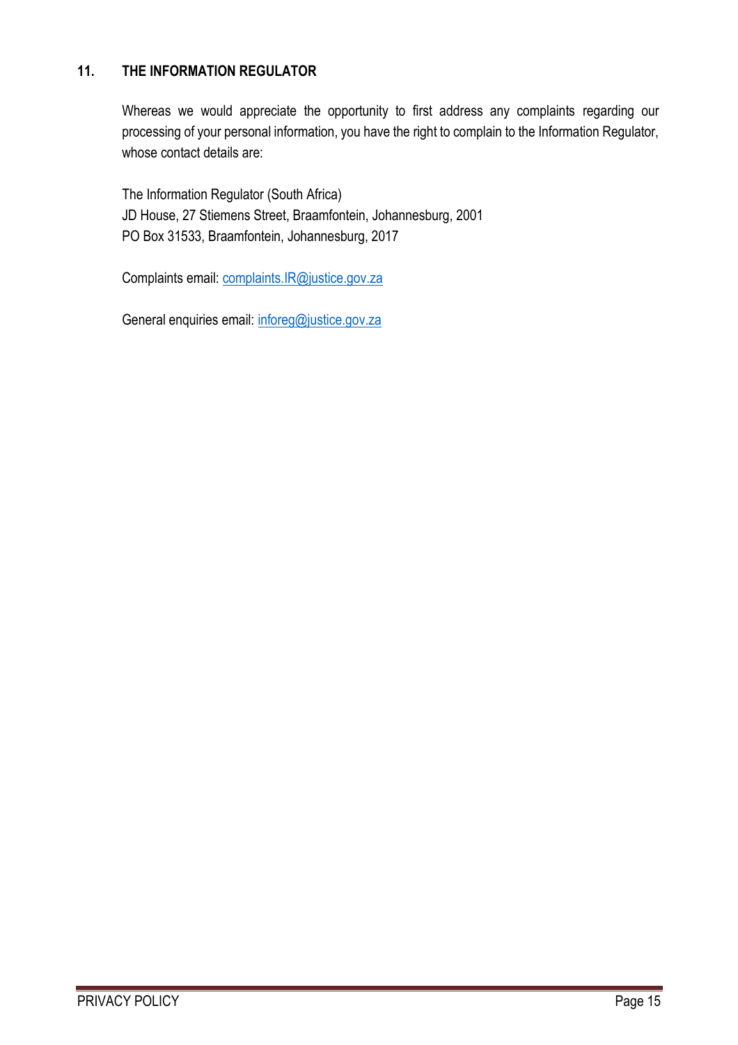## 11. THE INFORMATION REGULATOR

Whereas we would appreciate the opportunity to first address any complaints regarding our processing of your personal information, you have the right to complain to the Information Regulator, whose contact details are:

The Information Regulator (South Africa)
JD House, 27 Stiemens Street, Braamfontein, Johannesburg, 2001
PO Box 31533, Braamfontein, Johannesburg, 2017

Complaints email: complaints.IR@justice.gov.za

General enquiries email: inforeg@justice.gov.za